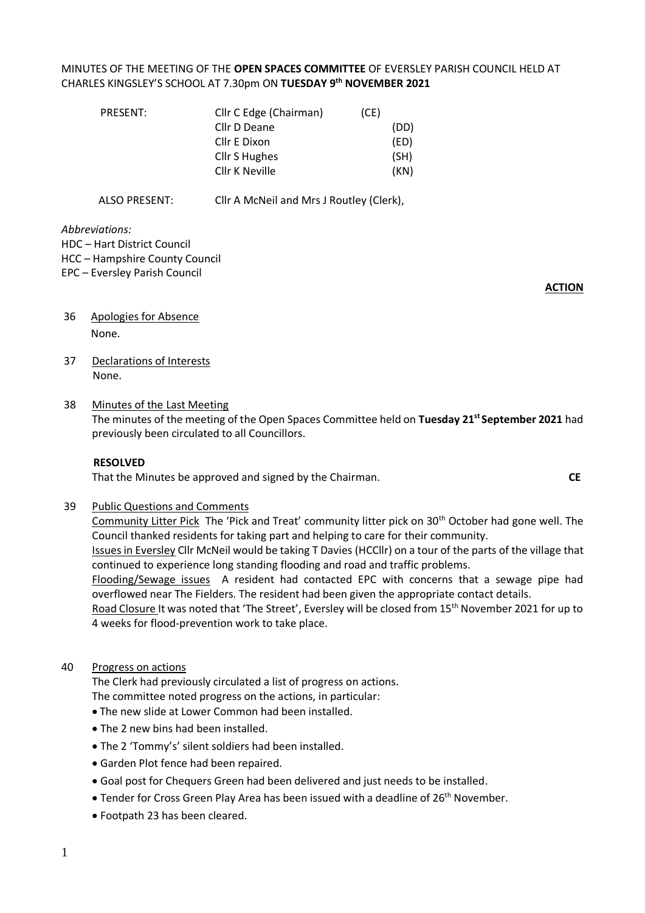MINUTES OF THE MEETING OF THE **OPEN SPACES COMMITTEE** OF EVERSLEY PARISH COUNCIL HELD AT CHARLES KINGSLEY'S SCHOOL AT 7.30pm ON **TUESDAY 9th NOVEMBER 2021**

| PRESENT: | Cllr C Edge (Chairman) | (CE) |
|---|---|---|
| | Cllr D Deane | (DD) |
| | Cllr E Dixon | (ED) |
| | Cllr S Hughes | (SH) |
| | Cllr K Neville | (KN) |

ALSO PRESENT: Cllr A McNeil and Mrs J Routley (Clerk),

*Abbreviations:*
HDC – Hart District Council
HCC – Hampshire County Council
EPC – Eversley Parish Council

**ACTION**

36 Apologies for Absence

None.

37 Declarations of Interests

None.

38 Minutes of the Last Meeting

The minutes of the meeting of the Open Spaces Committee held on **Tuesday 21st September 2021** had previously been circulated to all Councillors.

**RESOLVED**

That the Minutes be approved and signed by the Chairman. **CE**

39 Public Questions and Comments

Community Litter Pick The 'Pick and Treat' community litter pick on 30th October had gone well. The Council thanked residents for taking part and helping to care for their community.

Issues in Eversley Cllr McNeil would be taking T Davies (HCCllr) on a tour of the parts of the village that continued to experience long standing flooding and road and traffic problems.

Flooding/Sewage issues A resident had contacted EPC with concerns that a sewage pipe had overflowed near The Fielders. The resident had been given the appropriate contact details.

Road Closure It was noted that 'The Street', Eversley will be closed from 15th November 2021 for up to 4 weeks for flood-prevention work to take place.

40 Progress on actions

The Clerk had previously circulated a list of progress on actions.
The committee noted progress on the actions, in particular:

- The new slide at Lower Common had been installed.
- The 2 new bins had been installed.
- The 2 'Tommy's' silent soldiers had been installed.
- Garden Plot fence had been repaired.
- Goal post for Chequers Green had been delivered and just needs to be installed.
- Tender for Cross Green Play Area has been issued with a deadline of 26th November.
- Footpath 23 has been cleared.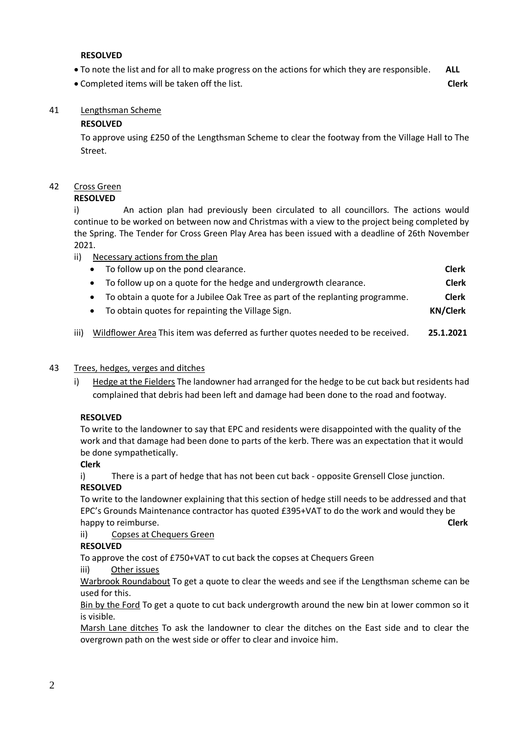**RESOLVED**

- To note the list and for all to make progress on the actions for which they are responsible. **ALL**
- Completed items will be taken off the list. **Clerk**

41 Lengthsman Scheme

**RESOLVED**

To approve using £250 of the Lengthsman Scheme to clear the footway from the Village Hall to The Street.

42 Cross Green

**RESOLVED**

i) An action plan had previously been circulated to all councillors. The actions would continue to be worked on between now and Christmas with a view to the project being completed by the Spring. The Tender for Cross Green Play Area has been issued with a deadline of 26th November 2021.

ii) Necessary actions from the plan

- To follow up on the pond clearance. **Clerk**
- To follow up on a quote for the hedge and undergrowth clearance. **Clerk**
- To obtain a quote for a Jubilee Oak Tree as part of the replanting programme. **Clerk**
- To obtain quotes for repainting the Village Sign. **KN/Clerk**

iii) Wildflower Area This item was deferred as further quotes needed to be received. **25.1.2021**

43 Trees, hedges, verges and ditches

i) Hedge at the Fielders The landowner had arranged for the hedge to be cut back but residents had complained that debris had been left and damage had been done to the road and footway.

**RESOLVED**

To write to the landowner to say that EPC and residents were disappointed with the quality of the work and that damage had been done to parts of the kerb. There was an expectation that it would be done sympathetically.

**Clerk**

i) There is a part of hedge that has not been cut back - opposite Grensell Close junction.

**RESOLVED**

To write to the landowner explaining that this section of hedge still needs to be addressed and that EPC's Grounds Maintenance contractor has quoted £395+VAT to do the work and would they be happy to reimburse. **Clerk**

ii) Copses at Chequers Green

**RESOLVED**

To approve the cost of £750+VAT to cut back the copses at Chequers Green

iii) Other issues

Warbrook Roundabout To get a quote to clear the weeds and see if the Lengthsman scheme can be used for this.

Bin by the Ford To get a quote to cut back undergrowth around the new bin at lower common so it is visible.

Marsh Lane ditches To ask the landowner to clear the ditches on the East side and to clear the overgrown path on the west side or offer to clear and invoice him.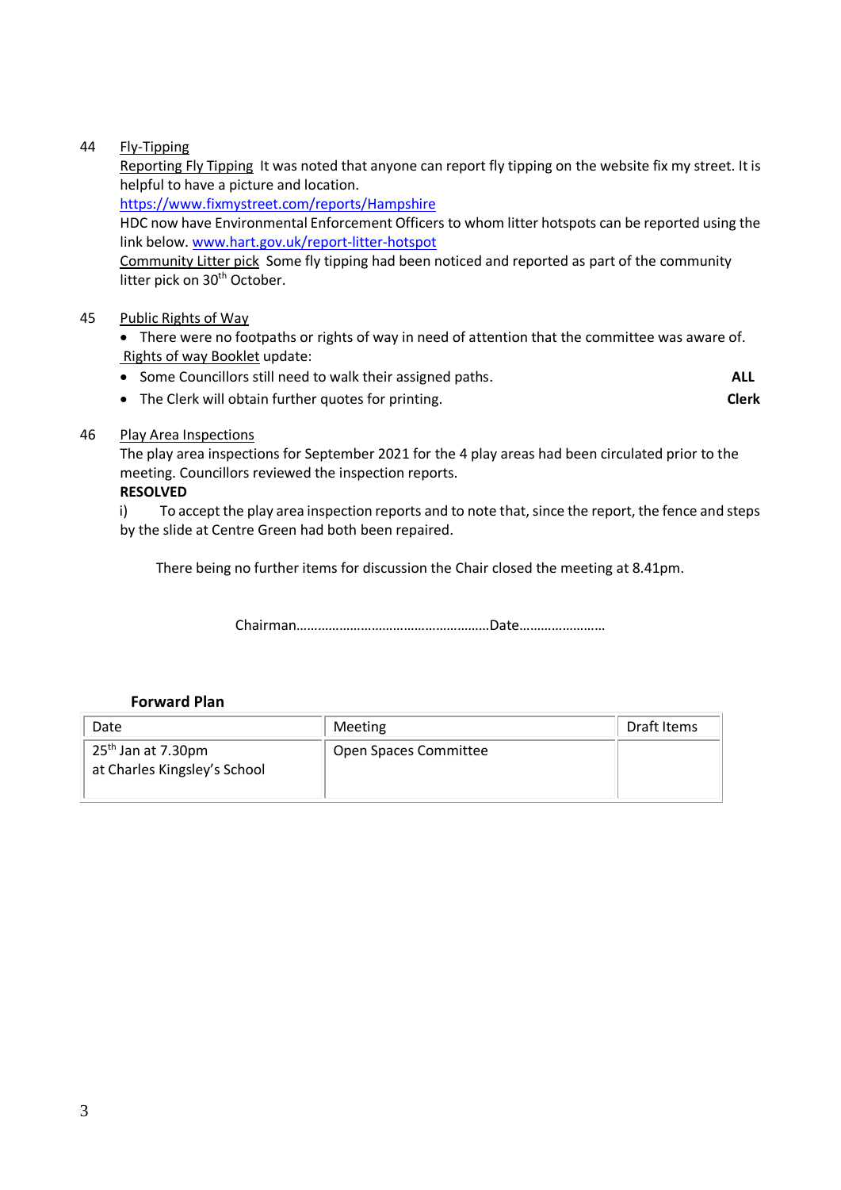44 Fly-Tipping

Reporting Fly Tipping It was noted that anyone can report fly tipping on the website fix my street. It is helpful to have a picture and location.

https://www.fixmystreet.com/reports/Hampshire

HDC now have Environmental Enforcement Officers to whom litter hotspots can be reported using the link below. www.hart.gov.uk/report-litter-hotspot

Community Litter pick Some fly tipping had been noticed and reported as part of the community litter pick on 30th October.

45 Public Rights of Way

- There were no footpaths or rights of way in need of attention that the committee was aware of.

Rights of way Booklet update:

- Some Councillors still need to walk their assigned paths. **ALL**
- The Clerk will obtain further quotes for printing. **Clerk**

46 Play Area Inspections

The play area inspections for September 2021 for the 4 play areas had been circulated prior to the meeting. Councillors reviewed the inspection reports.

**RESOLVED**

i) To accept the play area inspection reports and to note that, since the report, the fence and steps by the slide at Centre Green had both been repaired.

There being no further items for discussion the Chair closed the meeting at 8.41pm.

Chairman………………………………………………Date……………………

**Forward Plan**

| Date | Meeting | Draft Items |
|---|---|---|
| 25th Jan at 7.30pm at Charles Kingsley's School | Open Spaces Committee | |